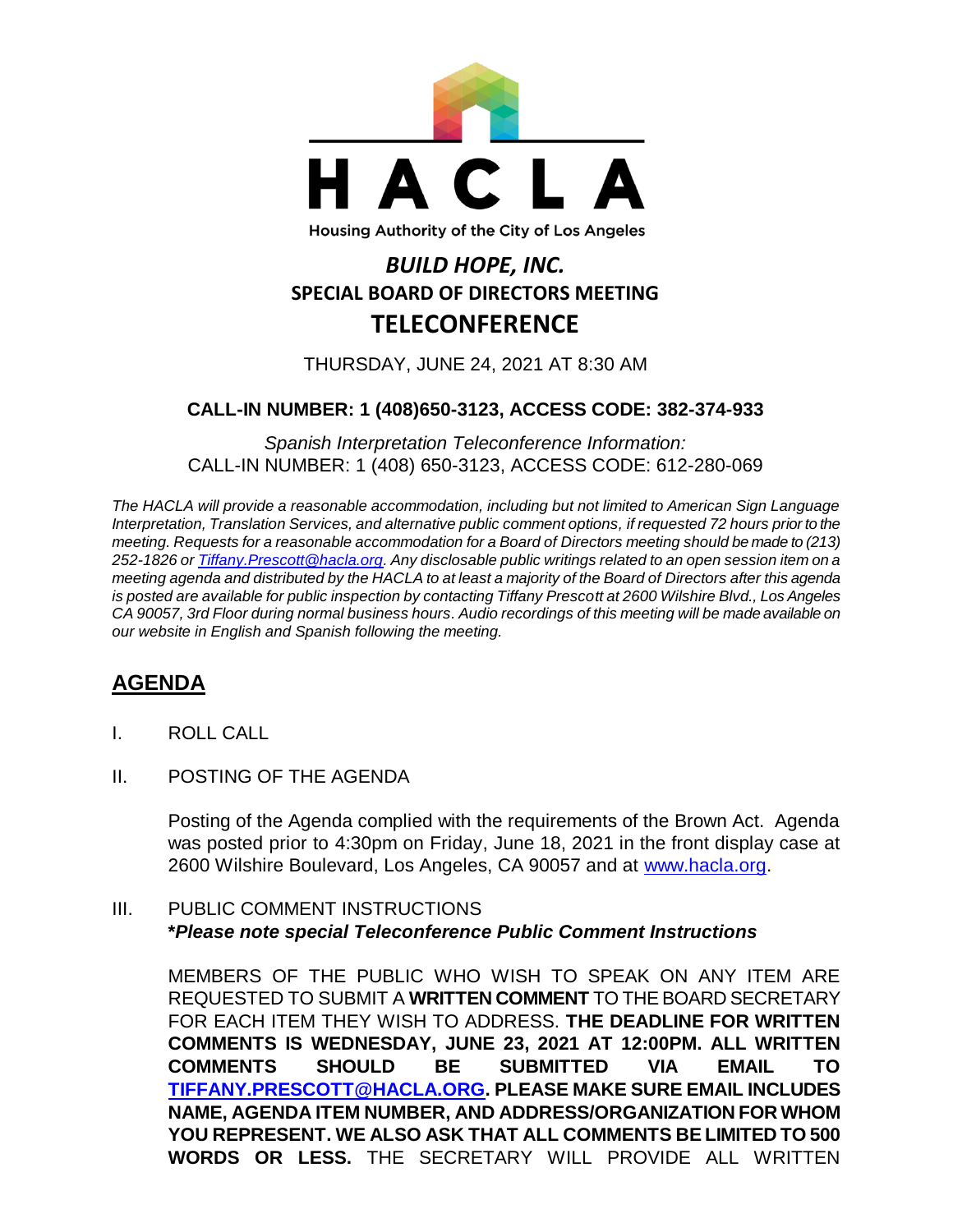HACLA

Housing Authority of the City of Los Angeles

# *BUILD HOPE, INC.*
## SPECIAL BOARD OF DIRECTORS MEETING
## TELECONFERENCE

THURSDAY, JUNE 24, 2021 AT 8:30 AM

**CALL-IN NUMBER: 1 (408)650-3123, ACCESS CODE: 382-374-933**

*Spanish Interpretation Teleconference Information:*
CALL-IN NUMBER: 1 (408) 650-3123, ACCESS CODE: 612-280-069

*The HACLA will provide a reasonable accommodation, including but not limited to American Sign Language Interpretation, Translation Services, and alternative public comment options, if requested 72 hours prior to the meeting. Requests for a reasonable accommodation for a Board of Directors meeting should be made to (213) 252-1826 or Tiffany.Prescott@hacla.org. Any disclosable public writings related to an open session item on a meeting agenda and distributed by the HACLA to at least a majority of the Board of Directors after this agenda is posted are available for public inspection by contacting Tiffany Prescott at 2600 Wilshire Blvd., Los Angeles CA 90057, 3rd Floor during normal business hours. Audio recordings of this meeting will be made available on our website in English and Spanish following the meeting.*

## AGENDA

I. ROLL CALL

II. POSTING OF THE AGENDA

Posting of the Agenda complied with the requirements of the Brown Act. Agenda was posted prior to 4:30pm on Friday, June 18, 2021 in the front display case at 2600 Wilshire Boulevard, Los Angeles, CA 90057 and at www.hacla.org.

III. PUBLIC COMMENT INSTRUCTIONS
***Please note special Teleconference Public Comment Instructions***

MEMBERS OF THE PUBLIC WHO WISH TO SPEAK ON ANY ITEM ARE REQUESTED TO SUBMIT A **WRITTEN COMMENT** TO THE BOARD SECRETARY FOR EACH ITEM THEY WISH TO ADDRESS. **THE DEADLINE FOR WRITTEN COMMENTS IS WEDNESDAY, JUNE 23, 2021 AT 12:00PM. ALL WRITTEN COMMENTS SHOULD BE SUBMITTED VIA EMAIL TO TIFFANY.PRESCOTT@HACLA.ORG. PLEASE MAKE SURE EMAIL INCLUDES NAME, AGENDA ITEM NUMBER, AND ADDRESS/ORGANIZATION FOR WHOM YOU REPRESENT. WE ALSO ASK THAT ALL COMMENTS BE LIMITED TO 500 WORDS OR LESS.** THE SECRETARY WILL PROVIDE ALL WRITTEN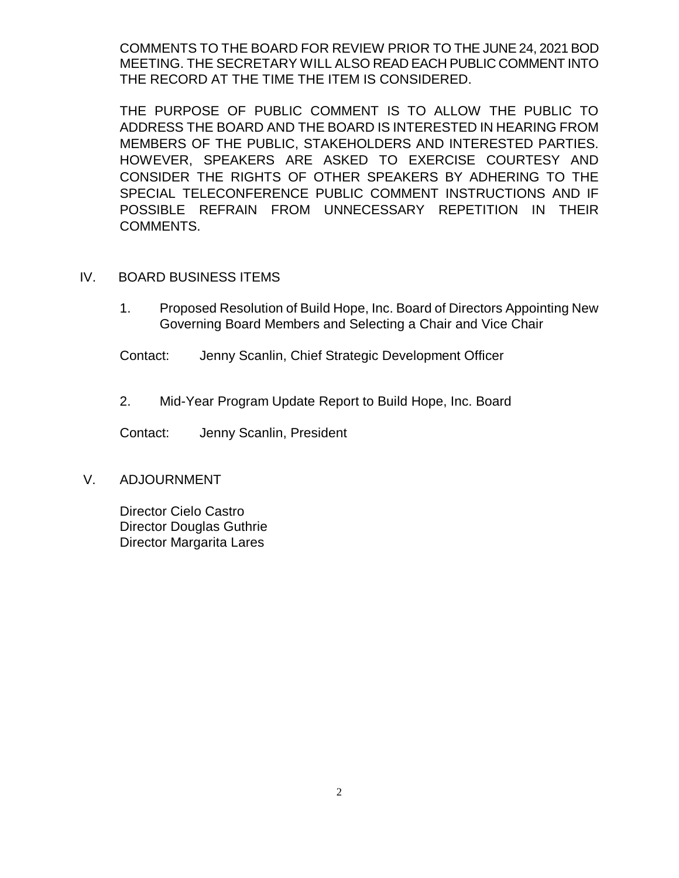COMMENTS TO THE BOARD FOR REVIEW PRIOR TO THE JUNE 24, 2021 BOD MEETING. THE SECRETARY WILL ALSO READ EACH PUBLIC COMMENT INTO THE RECORD AT THE TIME THE ITEM IS CONSIDERED.

THE PURPOSE OF PUBLIC COMMENT IS TO ALLOW THE PUBLIC TO ADDRESS THE BOARD AND THE BOARD IS INTERESTED IN HEARING FROM MEMBERS OF THE PUBLIC, STAKEHOLDERS AND INTERESTED PARTIES. HOWEVER, SPEAKERS ARE ASKED TO EXERCISE COURTESY AND CONSIDER THE RIGHTS OF OTHER SPEAKERS BY ADHERING TO THE SPECIAL TELECONFERENCE PUBLIC COMMENT INSTRUCTIONS AND IF POSSIBLE REFRAIN FROM UNNECESSARY REPETITION IN THEIR COMMENTS.

## IV. BOARD BUSINESS ITEMS

1. Proposed Resolution of Build Hope, Inc. Board of Directors Appointing New Governing Board Members and Selecting a Chair and Vice Chair

   Contact: Jenny Scanlin, Chief Strategic Development Officer

2. Mid-Year Program Update Report to Build Hope, Inc. Board

   Contact: Jenny Scanlin, President

## V. ADJOURNMENT

Director Cielo Castro
Director Douglas Guthrie
Director Margarita Lares